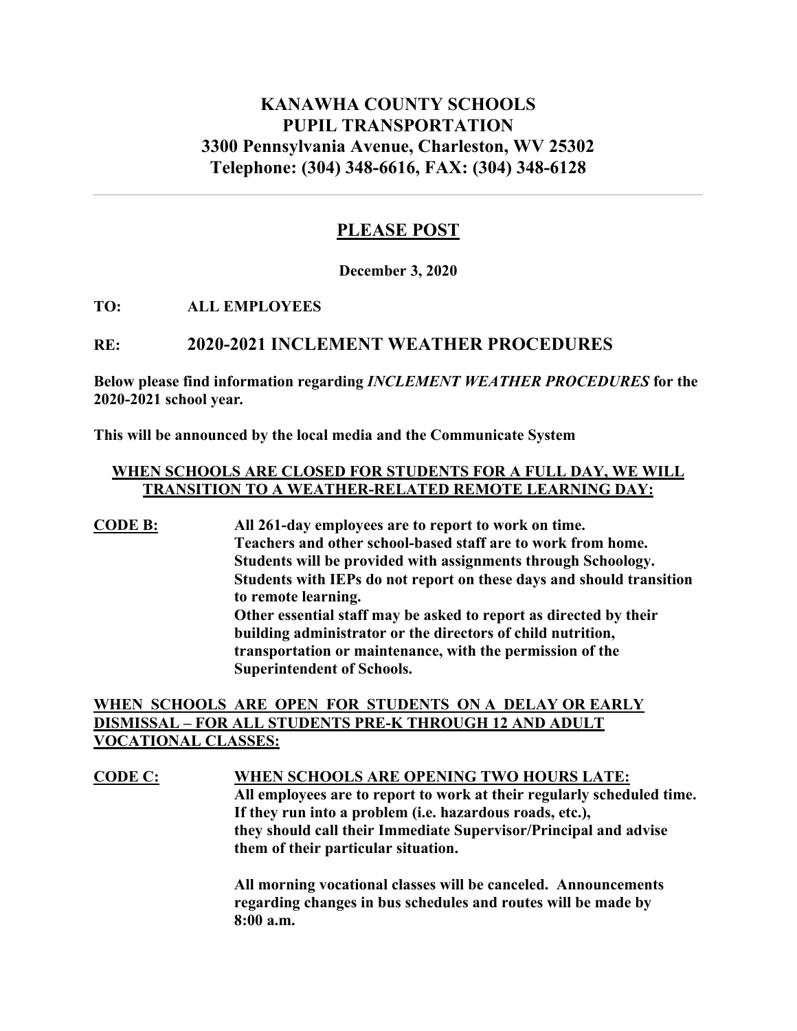# KANAWHA COUNTY SCHOOLS
# PUPIL TRANSPORTATION
# 3300 Pennsylvania Avenue, Charleston, WV 25302
# Telephone: (304) 348-6616, FAX: (304) 348-6128

---

## PLEASE POST

**December 3, 2020**

**TO:** **ALL EMPLOYEES**

**RE:** **2020-2021 INCLEMENT WEATHER PROCEDURES**

**Below please find information regarding *INCLEMENT WEATHER PROCEDURES* for the 2020-2021 school year.**

**This will be announced by the local media and the Communicate System**

**WHEN SCHOOLS ARE CLOSED FOR STUDENTS FOR A FULL DAY, WE WILL TRANSITION TO A WEATHER-RELATED REMOTE LEARNING DAY:**

**CODE B:**

**All 261-day employees are to report to work on time.**
**Teachers and other school-based staff are to work from home.**
**Students will be provided with assignments through Schoology.**
**Students with IEPs do not report on these days and should transition to remote learning.**
**Other essential staff may be asked to report as directed by their building administrator or the directors of child nutrition, transportation or maintenance, with the permission of the Superintendent of Schools.**

**WHEN SCHOOLS ARE OPEN FOR STUDENTS ON A DELAY OR EARLY DISMISSAL – FOR ALL STUDENTS PRE-K THROUGH 12 AND ADULT VOCATIONAL CLASSES:**

**CODE C:**

**WHEN SCHOOLS ARE OPENING TWO HOURS LATE:**
**All employees are to report to work at their regularly scheduled time. If they run into a problem (i.e. hazardous roads, etc.), they should call their Immediate Supervisor/Principal and advise them of their particular situation.**

**All morning vocational classes will be canceled. Announcements regarding changes in bus schedules and routes will be made by 8:00 a.m.**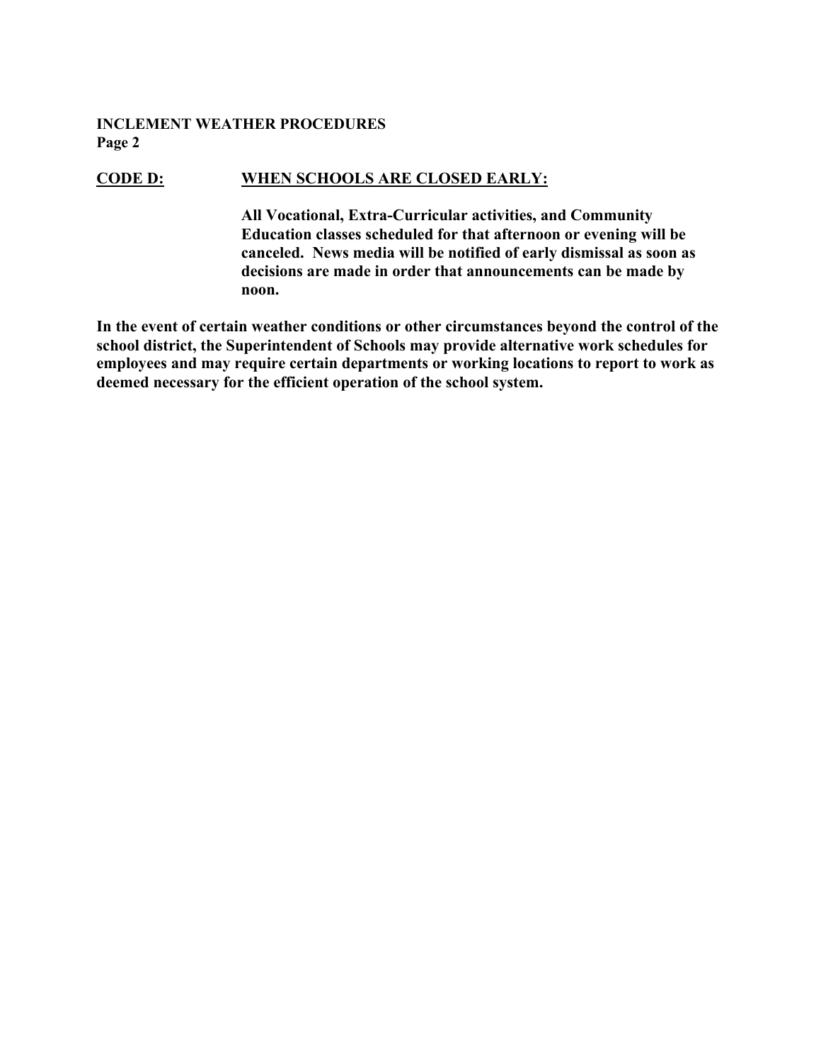**CODE D:** **WHEN SCHOOLS ARE CLOSED EARLY:**

**All Vocational, Extra-Curricular activities, and Community Education classes scheduled for that afternoon or evening will be canceled. News media will be notified of early dismissal as soon as decisions are made in order that announcements can be made by noon.**

**In the event of certain weather conditions or other circumstances beyond the control of the school district, the Superintendent of Schools may provide alternative work schedules for employees and may require certain departments or working locations to report to work as deemed necessary for the efficient operation of the school system.**